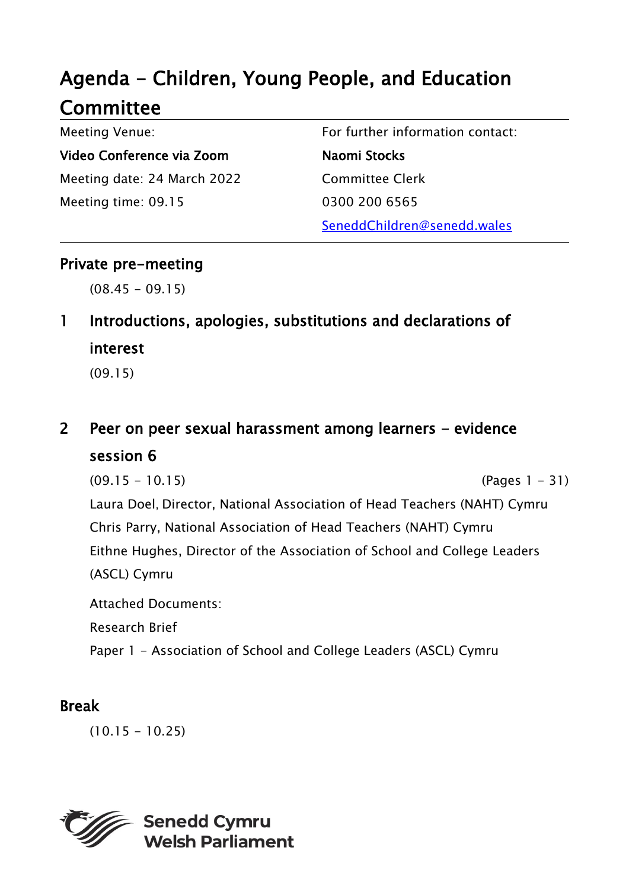# Agenda - Children, Young People, and Education Committee

| Meeting Venue: | For further information contact: |
|---|---|
| **Video Conference via Zoom** | **Naomi Stocks** |
| Meeting date: 24 March 2022 | Committee Clerk |
| Meeting time: 09.15 | 0300 200 6565 |
| | SeneddChildren@senedd.wales |

## Private pre-meeting

(08.45 - 09.15)

## 1 Introductions, apologies, substitutions and declarations of interest

(09.15)

## 2 Peer on peer sexual harassment among learners - evidence session 6

(09.15 - 10.15) (Pages 1 - 31)

Laura Doel, Director, National Association of Head Teachers (NAHT) Cymru

Chris Parry, National Association of Head Teachers (NAHT) Cymru

Eithne Hughes, Director of the Association of School and College Leaders (ASCL) Cymru

Attached Documents:

Research Brief

Paper 1 - Association of School and College Leaders (ASCL) Cymru

## Break

(10.15 - 10.25)

Senedd Cymru
Welsh Parliament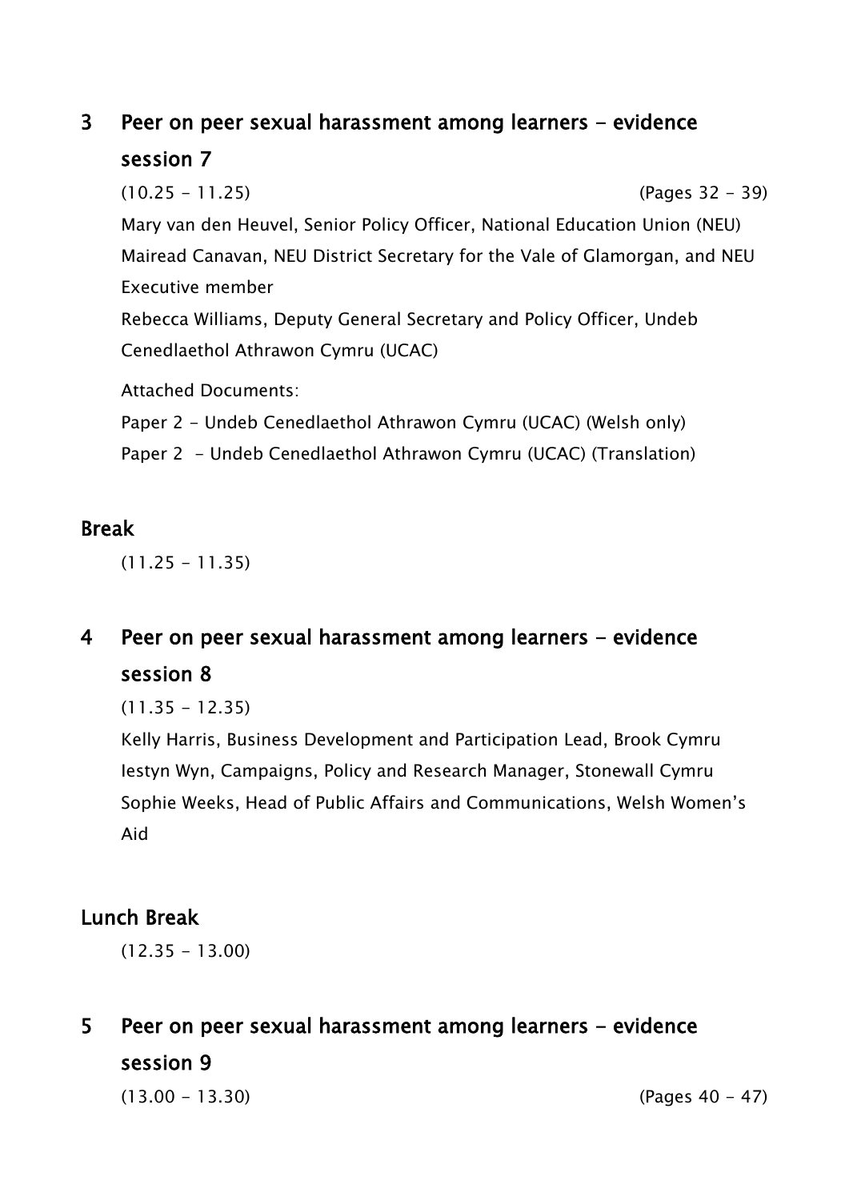## 3 Peer on peer sexual harassment among learners - evidence session 7

(10.25 - 11.25) (Pages 32 - 39)

Mary van den Heuvel, Senior Policy Officer, National Education Union (NEU)
Mairead Canavan, NEU District Secretary for the Vale of Glamorgan, and NEU Executive member
Rebecca Williams, Deputy General Secretary and Policy Officer, Undeb Cenedlaethol Athrawon Cymru (UCAC)

Attached Documents:

Paper 2 - Undeb Cenedlaethol Athrawon Cymru (UCAC) (Welsh only)

Paper 2 - Undeb Cenedlaethol Athrawon Cymru (UCAC) (Translation)

## Break

(11.25 - 11.35)

## 4 Peer on peer sexual harassment among learners - evidence session 8

(11.35 - 12.35)

Kelly Harris, Business Development and Participation Lead, Brook Cymru
Iestyn Wyn, Campaigns, Policy and Research Manager, Stonewall Cymru
Sophie Weeks, Head of Public Affairs and Communications, Welsh Women's Aid

## Lunch Break

(12.35 - 13.00)

## 5 Peer on peer sexual harassment among learners - evidence session 9

(13.00 - 13.30) (Pages 40 - 47)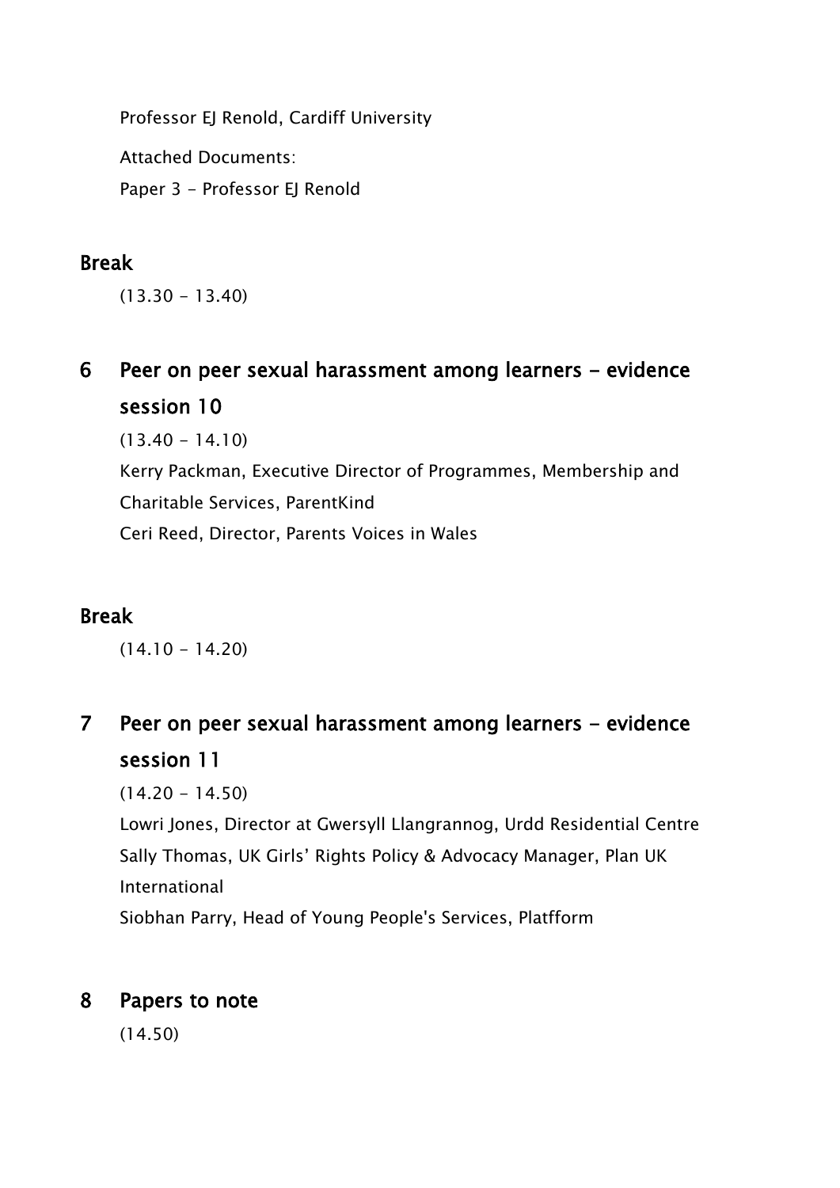Professor EJ Renold, Cardiff University

Attached Documents:

Paper 3 - Professor EJ Renold

## Break

(13.30 - 13.40)

## 6 Peer on peer sexual harassment among learners - evidence session 10

(13.40 - 14.10)

Kerry Packman, Executive Director of Programmes, Membership and Charitable Services, ParentKind

Ceri Reed, Director, Parents Voices in Wales

## Break

(14.10 - 14.20)

## 7 Peer on peer sexual harassment among learners - evidence session 11

(14.20 - 14.50)

Lowri Jones, Director at Gwersyll Llangrannog, Urdd Residential Centre

Sally Thomas, UK Girls' Rights Policy & Advocacy Manager, Plan UK International

Siobhan Parry, Head of Young People's Services, Platfform

## 8 Papers to note

(14.50)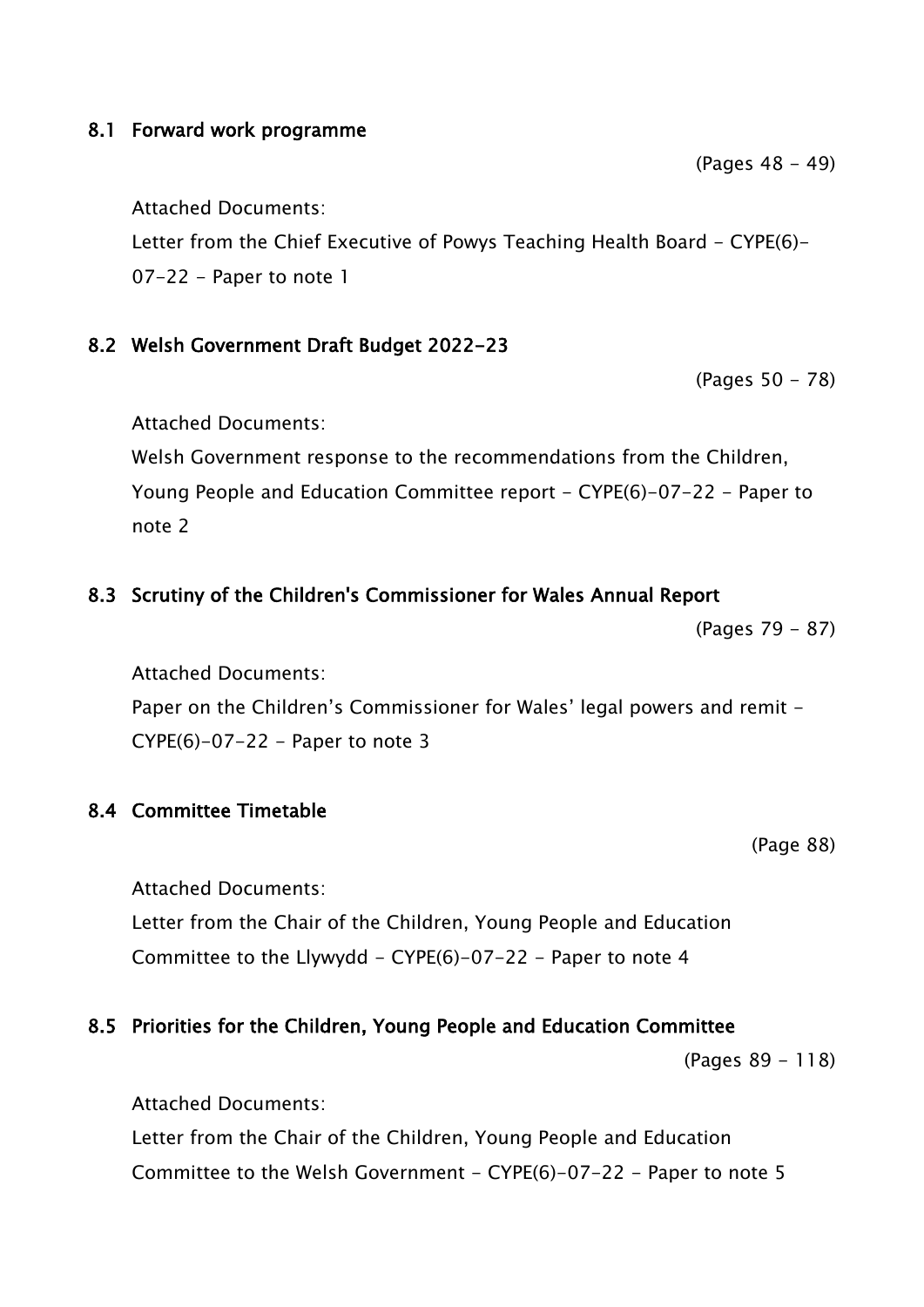### 8.1 Forward work programme

(Pages 48 - 49)

Attached Documents:

Letter from the Chief Executive of Powys Teaching Health Board - CYPE(6)-07-22 - Paper to note 1

### 8.2 Welsh Government Draft Budget 2022-23

(Pages 50 - 78)

Attached Documents:

Welsh Government response to the recommendations from the Children, Young People and Education Committee report - CYPE(6)-07-22 - Paper to note 2

### 8.3 Scrutiny of the Children's Commissioner for Wales Annual Report

(Pages 79 - 87)

Attached Documents:

Paper on the Children's Commissioner for Wales' legal powers and remit - CYPE(6)-07-22 - Paper to note 3

### 8.4 Committee Timetable

(Page 88)

Attached Documents:

Letter from the Chair of the Children, Young People and Education Committee to the Llywydd - CYPE(6)-07-22 - Paper to note 4

### 8.5 Priorities for the Children, Young People and Education Committee

(Pages 89 - 118)

Attached Documents:

Letter from the Chair of the Children, Young People and Education Committee to the Welsh Government - CYPE(6)-07-22 - Paper to note 5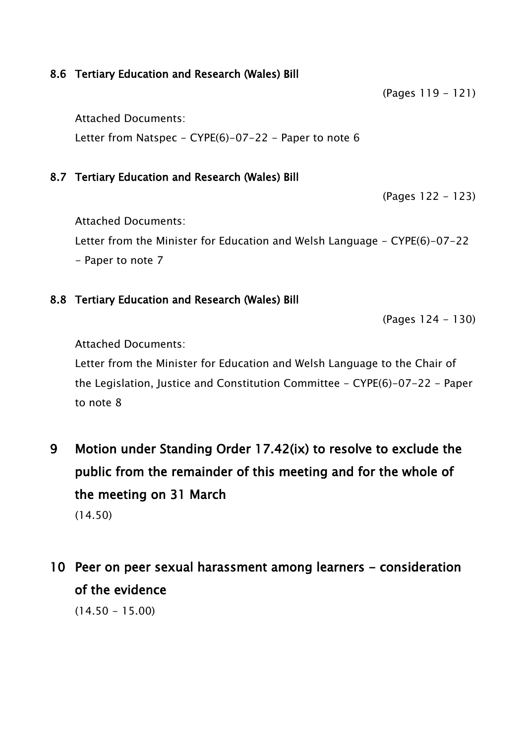### 8.6 Tertiary Education and Research (Wales) Bill

(Pages 119 - 121)

Attached Documents:

Letter from Natspec - CYPE(6)-07-22 - Paper to note 6

### 8.7 Tertiary Education and Research (Wales) Bill

(Pages 122 - 123)

Attached Documents:

Letter from the Minister for Education and Welsh Language - CYPE(6)-07-22 - Paper to note 7

### 8.8 Tertiary Education and Research (Wales) Bill

(Pages 124 - 130)

Attached Documents:

Letter from the Minister for Education and Welsh Language to the Chair of the Legislation, Justice and Constitution Committee - CYPE(6)-07-22 - Paper to note 8

## 9 Motion under Standing Order 17.42(ix) to resolve to exclude the public from the remainder of this meeting and for the whole of the meeting on 31 March

(14.50)

## 10 Peer on peer sexual harassment among learners - consideration of the evidence

(14.50 - 15.00)